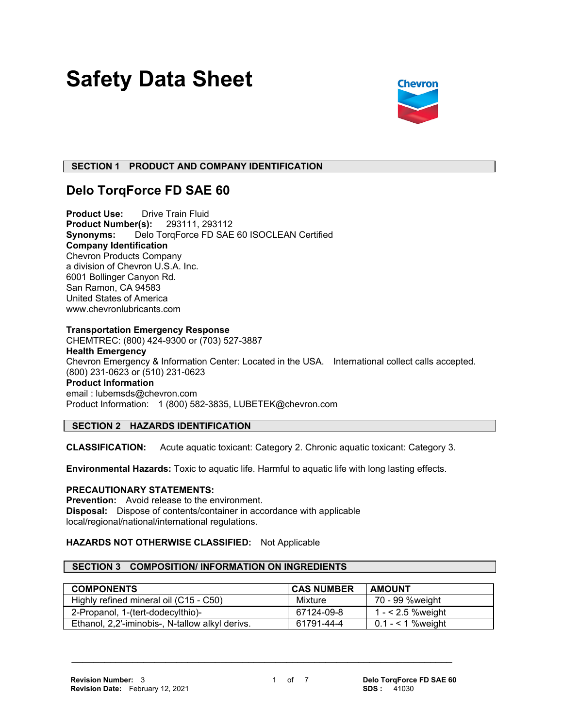# Safety Data Sheet

## SECTION 1 PRODUCT AND COMPANY IDENTIFICATION

### Delo TorqForce FD SAE 60

**Product Use:** Drive Train Fluid
**Product Number(s):** 293111, 293112
**Synonyms:** Delo TorqForce FD SAE 60 ISOCLEAN Certified
**Company Identification**
Chevron Products Company
a division of Chevron U.S.A. Inc.
6001 Bollinger Canyon Rd.
San Ramon, CA 94583
United States of America
www.chevronlubricants.com

**Transportation Emergency Response**
CHEMTREC: (800) 424-9300 or (703) 527-3887
**Health Emergency**
Chevron Emergency & Information Center: Located in the USA. International collect calls accepted. (800) 231-0623 or (510) 231-0623
**Product Information**
email : lubemsds@chevron.com
Product Information: 1 (800) 582-3835, LUBETEK@chevron.com

## SECTION 2 HAZARDS IDENTIFICATION

**CLASSIFICATION:** Acute aquatic toxicant: Category 2. Chronic aquatic toxicant: Category 3.

**Environmental Hazards:** Toxic to aquatic life. Harmful to aquatic life with long lasting effects.

**PRECAUTIONARY STATEMENTS:**
**Prevention:** Avoid release to the environment.
**Disposal:** Dispose of contents/container in accordance with applicable local/regional/national/international regulations.

**HAZARDS NOT OTHERWISE CLASSIFIED:** Not Applicable

## SECTION 3 COMPOSITION/ INFORMATION ON INGREDIENTS

| COMPONENTS | CAS NUMBER | AMOUNT |
|---|---|---|
| Highly refined mineral oil (C15 - C50) | Mixture | 70 - 99 %weight |
| 2-Propanol, 1-(tert-dodecylthio)- | 67124-09-8 | 1 - < 2.5 %weight |
| Ethanol, 2,2'-iminobis-, N-tallow alkyl derivs. | 61791-44-4 | 0.1 - < 1 %weight |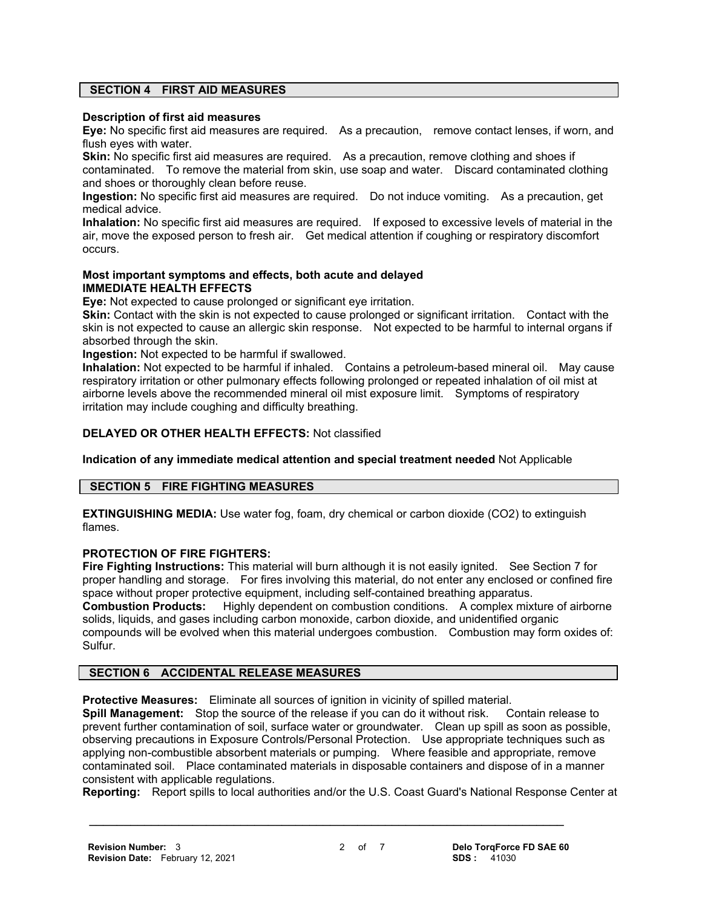## SECTION 4 FIRST AID MEASURES

**Description of first aid measures**

**Eye:** No specific first aid measures are required. As a precaution, remove contact lenses, if worn, and flush eyes with water.

**Skin:** No specific first aid measures are required. As a precaution, remove clothing and shoes if contaminated. To remove the material from skin, use soap and water. Discard contaminated clothing and shoes or thoroughly clean before reuse.

**Ingestion:** No specific first aid measures are required. Do not induce vomiting. As a precaution, get medical advice.

**Inhalation:** No specific first aid measures are required. If exposed to excessive levels of material in the air, move the exposed person to fresh air. Get medical attention if coughing or respiratory discomfort occurs.

**Most important symptoms and effects, both acute and delayed**

**IMMEDIATE HEALTH EFFECTS**

**Eye:** Not expected to cause prolonged or significant eye irritation.

**Skin:** Contact with the skin is not expected to cause prolonged or significant irritation. Contact with the skin is not expected to cause an allergic skin response. Not expected to be harmful to internal organs if absorbed through the skin.

**Ingestion:** Not expected to be harmful if swallowed.

**Inhalation:** Not expected to be harmful if inhaled. Contains a petroleum-based mineral oil. May cause respiratory irritation or other pulmonary effects following prolonged or repeated inhalation of oil mist at airborne levels above the recommended mineral oil mist exposure limit. Symptoms of respiratory irritation may include coughing and difficulty breathing.

**DELAYED OR OTHER HEALTH EFFECTS:** Not classified

**Indication of any immediate medical attention and special treatment needed** Not Applicable

## SECTION 5 FIRE FIGHTING MEASURES

**EXTINGUISHING MEDIA:** Use water fog, foam, dry chemical or carbon dioxide ($CO_2$) to extinguish flames.

**PROTECTION OF FIRE FIGHTERS:**

**Fire Fighting Instructions:** This material will burn although it is not easily ignited. See Section 7 for proper handling and storage. For fires involving this material, do not enter any enclosed or confined fire space without proper protective equipment, including self-contained breathing apparatus.

**Combustion Products:** Highly dependent on combustion conditions. A complex mixture of airborne solids, liquids, and gases including carbon monoxide, carbon dioxide, and unidentified organic compounds will be evolved when this material undergoes combustion. Combustion may form oxides of: Sulfur.

## SECTION 6 ACCIDENTAL RELEASE MEASURES

**Protective Measures:** Eliminate all sources of ignition in vicinity of spilled material.

**Spill Management:** Stop the source of the release if you can do it without risk. Contain release to prevent further contamination of soil, surface water or groundwater. Clean up spill as soon as possible, observing precautions in Exposure Controls/Personal Protection. Use appropriate techniques such as applying non-combustible absorbent materials or pumping. Where feasible and appropriate, remove contaminated soil. Place contaminated materials in disposable containers and dispose of in a manner consistent with applicable regulations.

**Reporting:** Report spills to local authorities and/or the U.S. Coast Guard's National Response Center at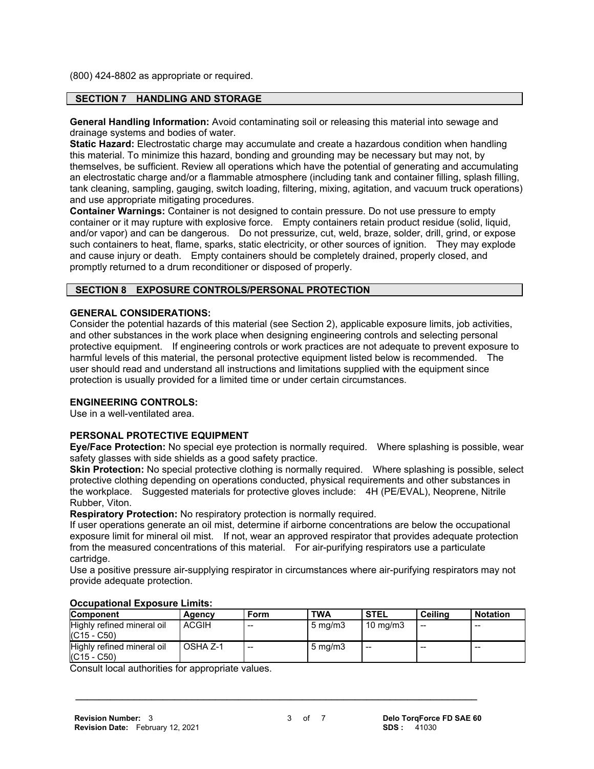(800) 424-8802 as appropriate or required.

## SECTION 7 HANDLING AND STORAGE

**General Handling Information:** Avoid contaminating soil or releasing this material into sewage and drainage systems and bodies of water.

**Static Hazard:** Electrostatic charge may accumulate and create a hazardous condition when handling this material. To minimize this hazard, bonding and grounding may be necessary but may not, by themselves, be sufficient. Review all operations which have the potential of generating and accumulating an electrostatic charge and/or a flammable atmosphere (including tank and container filling, splash filling, tank cleaning, sampling, gauging, switch loading, filtering, mixing, agitation, and vacuum truck operations) and use appropriate mitigating procedures.

**Container Warnings:** Container is not designed to contain pressure. Do not use pressure to empty container or it may rupture with explosive force. Empty containers retain product residue (solid, liquid, and/or vapor) and can be dangerous. Do not pressurize, cut, weld, braze, solder, drill, grind, or expose such containers to heat, flame, sparks, static electricity, or other sources of ignition. They may explode and cause injury or death. Empty containers should be completely drained, properly closed, and promptly returned to a drum reconditioner or disposed of properly.

## SECTION 8 EXPOSURE CONTROLS/PERSONAL PROTECTION

### GENERAL CONSIDERATIONS:

Consider the potential hazards of this material (see Section 2), applicable exposure limits, job activities, and other substances in the work place when designing engineering controls and selecting personal protective equipment. If engineering controls or work practices are not adequate to prevent exposure to harmful levels of this material, the personal protective equipment listed below is recommended. The user should read and understand all instructions and limitations supplied with the equipment since protection is usually provided for a limited time or under certain circumstances.

### ENGINEERING CONTROLS:

Use in a well-ventilated area.

### PERSONAL PROTECTIVE EQUIPMENT

**Eye/Face Protection:** No special eye protection is normally required. Where splashing is possible, wear safety glasses with side shields as a good safety practice.

**Skin Protection:** No special protective clothing is normally required. Where splashing is possible, select protective clothing depending on operations conducted, physical requirements and other substances in the workplace. Suggested materials for protective gloves include: 4H (PE/EVAL), Neoprene, Nitrile Rubber, Viton.

**Respiratory Protection:** No respiratory protection is normally required.

If user operations generate an oil mist, determine if airborne concentrations are below the occupational exposure limit for mineral oil mist. If not, wear an approved respirator that provides adequate protection from the measured concentrations of this material. For air-purifying respirators use a particulate cartridge.

Use a positive pressure air-supplying respirator in circumstances where air-purifying respirators may not provide adequate protection.

**Occupational Exposure Limits:**

| Component | Agency | Form | TWA | STEL | Ceiling | Notation |
|---|---|---|---|---|---|---|
| Highly refined mineral oil (C15 - C50) | ACGIH | -- | 5 mg/m3 | 10 mg/m3 | -- | -- |
| Highly refined mineral oil (C15 - C50) | OSHA Z-1 | -- | 5 mg/m3 | -- | -- | -- |

Consult local authorities for appropriate values.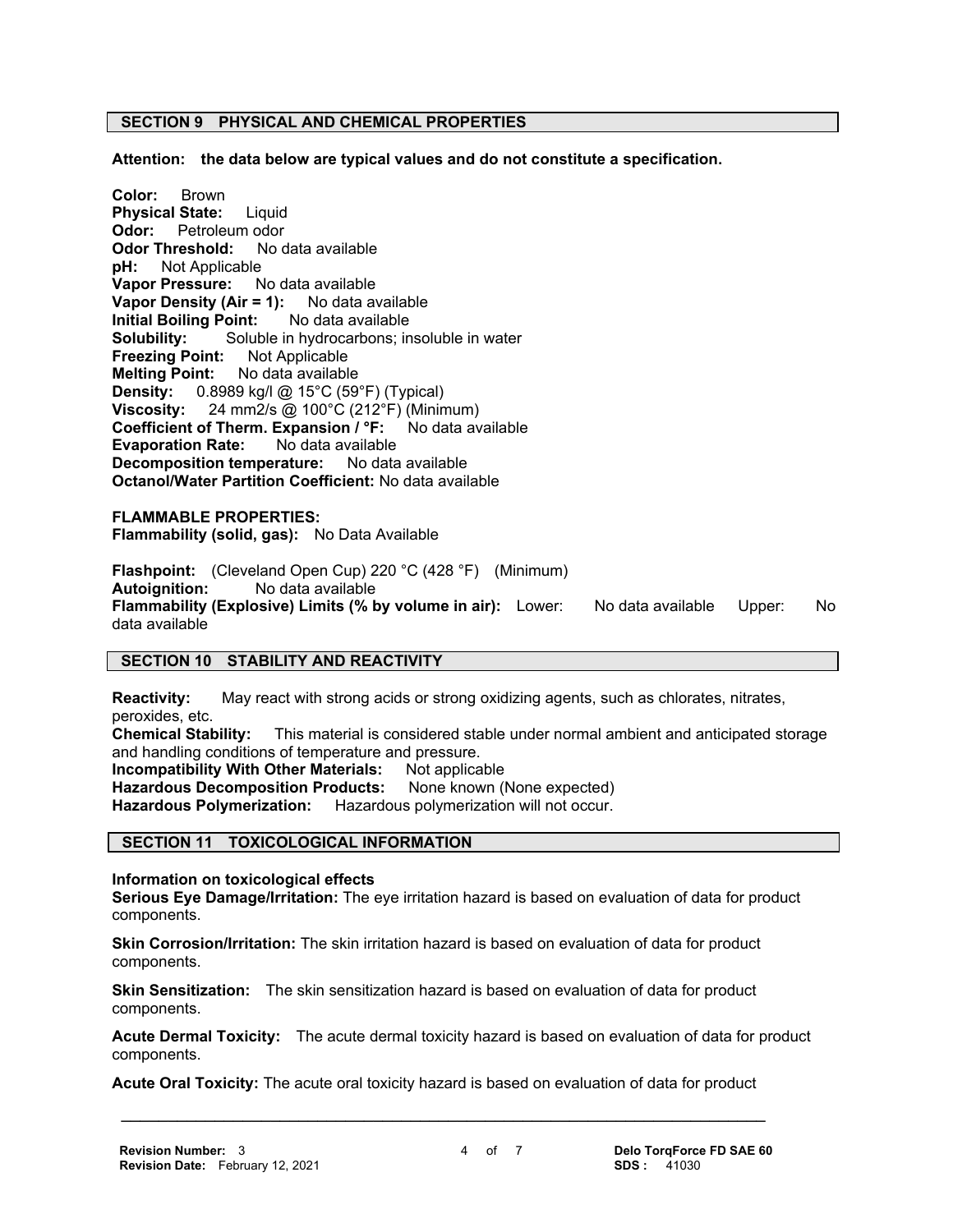## SECTION 9 PHYSICAL AND CHEMICAL PROPERTIES

**Attention: the data below are typical values and do not constitute a specification.**

**Color:** Brown
**Physical State:** Liquid
**Odor:** Petroleum odor
**Odor Threshold:** No data available
**pH:** Not Applicable
**Vapor Pressure:** No data available
**Vapor Density (Air = 1):** No data available
**Initial Boiling Point:** No data available
**Solubility:** Soluble in hydrocarbons; insoluble in water
**Freezing Point:** Not Applicable
**Melting Point:** No data available
**Density:** 0.8989 kg/l @ 15°C (59°F) (Typical)
**Viscosity:** 24 mm2/s @ 100°C (212°F) (Minimum)
**Coefficient of Therm. Expansion / °F:** No data available
**Evaporation Rate:** No data available
**Decomposition temperature:** No data available
**Octanol/Water Partition Coefficient:** No data available

**FLAMMABLE PROPERTIES:**
**Flammability (solid, gas):** No Data Available

**Flashpoint:** (Cleveland Open Cup) 220 °C (428 °F) (Minimum)
**Autoignition:** No data available
**Flammability (Explosive) Limits (% by volume in air):** Lower: No data available Upper: No data available

## SECTION 10 STABILITY AND REACTIVITY

**Reactivity:** May react with strong acids or strong oxidizing agents, such as chlorates, nitrates, peroxides, etc.
**Chemical Stability:** This material is considered stable under normal ambient and anticipated storage and handling conditions of temperature and pressure.
**Incompatibility With Other Materials:** Not applicable
**Hazardous Decomposition Products:** None known (None expected)
**Hazardous Polymerization:** Hazardous polymerization will not occur.

## SECTION 11 TOXICOLOGICAL INFORMATION

**Information on toxicological effects**
**Serious Eye Damage/Irritation:** The eye irritation hazard is based on evaluation of data for product components.

**Skin Corrosion/Irritation:** The skin irritation hazard is based on evaluation of data for product components.

**Skin Sensitization:** The skin sensitization hazard is based on evaluation of data for product components.

**Acute Dermal Toxicity:** The acute dermal toxicity hazard is based on evaluation of data for product components.

**Acute Oral Toxicity:** The acute oral toxicity hazard is based on evaluation of data for product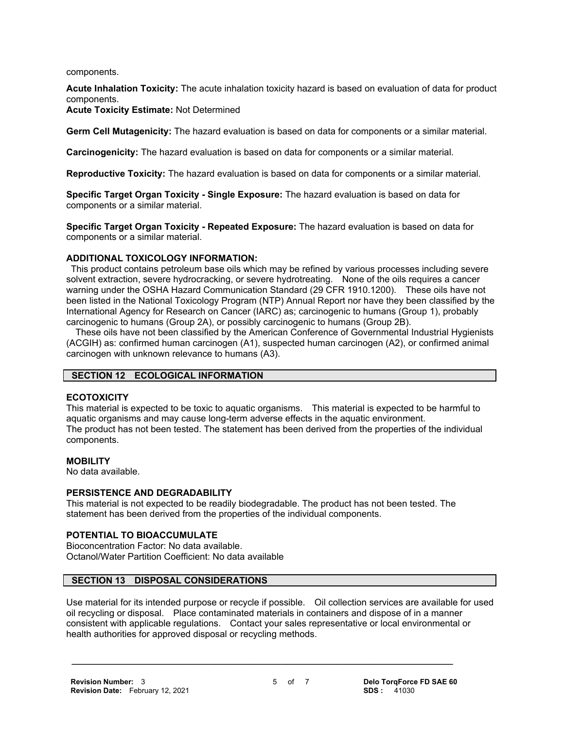components.

**Acute Inhalation Toxicity:** The acute inhalation toxicity hazard is based on evaluation of data for product components.
**Acute Toxicity Estimate:** Not Determined

**Germ Cell Mutagenicity:** The hazard evaluation is based on data for components or a similar material.

**Carcinogenicity:** The hazard evaluation is based on data for components or a similar material.

**Reproductive Toxicity:** The hazard evaluation is based on data for components or a similar material.

**Specific Target Organ Toxicity - Single Exposure:** The hazard evaluation is based on data for components or a similar material.

**Specific Target Organ Toxicity - Repeated Exposure:** The hazard evaluation is based on data for components or a similar material.

**ADDITIONAL TOXICOLOGY INFORMATION:**

This product contains petroleum base oils which may be refined by various processes including severe solvent extraction, severe hydrocracking, or severe hydrotreating. None of the oils requires a cancer warning under the OSHA Hazard Communication Standard (29 CFR 1910.1200). These oils have not been listed in the National Toxicology Program (NTP) Annual Report nor have they been classified by the International Agency for Research on Cancer (IARC) as; carcinogenic to humans (Group 1), probably carcinogenic to humans (Group 2A), or possibly carcinogenic to humans (Group 2B).

These oils have not been classified by the American Conference of Governmental Industrial Hygienists (ACGIH) as: confirmed human carcinogen (A1), suspected human carcinogen (A2), or confirmed animal carcinogen with unknown relevance to humans (A3).

## SECTION 12 ECOLOGICAL INFORMATION

**ECOTOXICITY**

This material is expected to be toxic to aquatic organisms. This material is expected to be harmful to aquatic organisms and may cause long-term adverse effects in the aquatic environment.
The product has not been tested. The statement has been derived from the properties of the individual components.

**MOBILITY**

No data available.

**PERSISTENCE AND DEGRADABILITY**

This material is not expected to be readily biodegradable. The product has not been tested. The statement has been derived from the properties of the individual components.

**POTENTIAL TO BIOACCUMULATE**

Bioconcentration Factor: No data available.
Octanol/Water Partition Coefficient: No data available

## SECTION 13 DISPOSAL CONSIDERATIONS

Use material for its intended purpose or recycle if possible. Oil collection services are available for used oil recycling or disposal. Place contaminated materials in containers and dispose of in a manner consistent with applicable regulations. Contact your sales representative or local environmental or health authorities for approved disposal or recycling methods.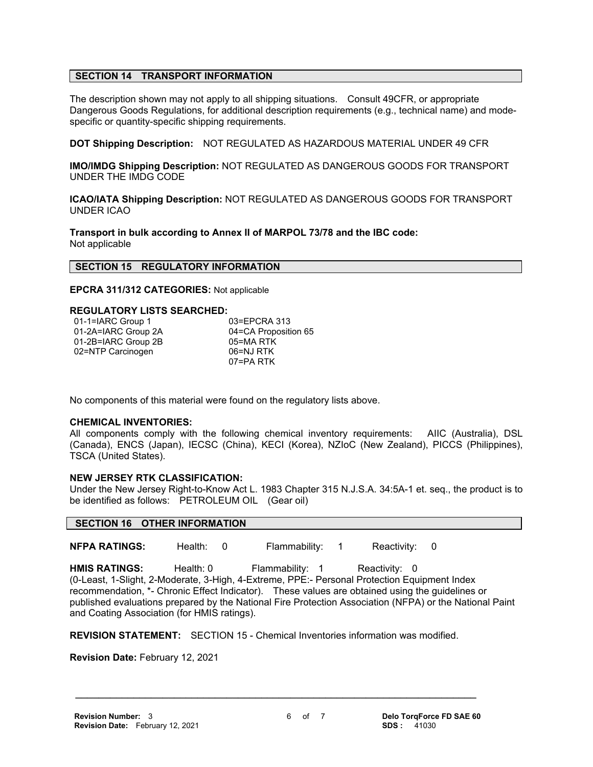## SECTION 14 TRANSPORT INFORMATION

The description shown may not apply to all shipping situations. Consult 49CFR, or appropriate Dangerous Goods Regulations, for additional description requirements (e.g., technical name) and mode-specific or quantity-specific shipping requirements.

**DOT Shipping Description:** NOT REGULATED AS HAZARDOUS MATERIAL UNDER 49 CFR

**IMO/IMDG Shipping Description:** NOT REGULATED AS DANGEROUS GOODS FOR TRANSPORT UNDER THE IMDG CODE

**ICAO/IATA Shipping Description:** NOT REGULATED AS DANGEROUS GOODS FOR TRANSPORT UNDER ICAO

**Transport in bulk according to Annex II of MARPOL 73/78 and the IBC code:**
Not applicable

## SECTION 15 REGULATORY INFORMATION

**EPCRA 311/312 CATEGORIES:** Not applicable

**REGULATORY LISTS SEARCHED:**

| | |
|---|---|
| 01-1=IARC Group 1 | 03=EPCRA 313 |
| 01-2A=IARC Group 2A | 04=CA Proposition 65 |
| 01-2B=IARC Group 2B | 05=MA RTK |
| 02=NTP Carcinogen | 06=NJ RTK |
| | 07=PA RTK |

No components of this material were found on the regulatory lists above.

**CHEMICAL INVENTORIES:**
All components comply with the following chemical inventory requirements: AIIC (Australia), DSL (Canada), ENCS (Japan), IECSC (China), KECI (Korea), NZIoC (New Zealand), PICCS (Philippines), TSCA (United States).

**NEW JERSEY RTK CLASSIFICATION:**
Under the New Jersey Right-to-Know Act L. 1983 Chapter 315 N.J.S.A. 34:5A-1 et. seq., the product is to be identified as follows: PETROLEUM OIL (Gear oil)

## SECTION 16 OTHER INFORMATION

**NFPA RATINGS:** Health: 0 Flammability: 1 Reactivity: 0

**HMIS RATINGS:** Health: 0 Flammability: 1 Reactivity: 0
(0-Least, 1-Slight, 2-Moderate, 3-High, 4-Extreme, PPE:- Personal Protection Equipment Index recommendation, *- Chronic Effect Indicator). These values are obtained using the guidelines or published evaluations prepared by the National Fire Protection Association (NFPA) or the National Paint and Coating Association (for HMIS ratings).

**REVISION STATEMENT:** SECTION 15 - Chemical Inventories information was modified.

**Revision Date:** February 12, 2021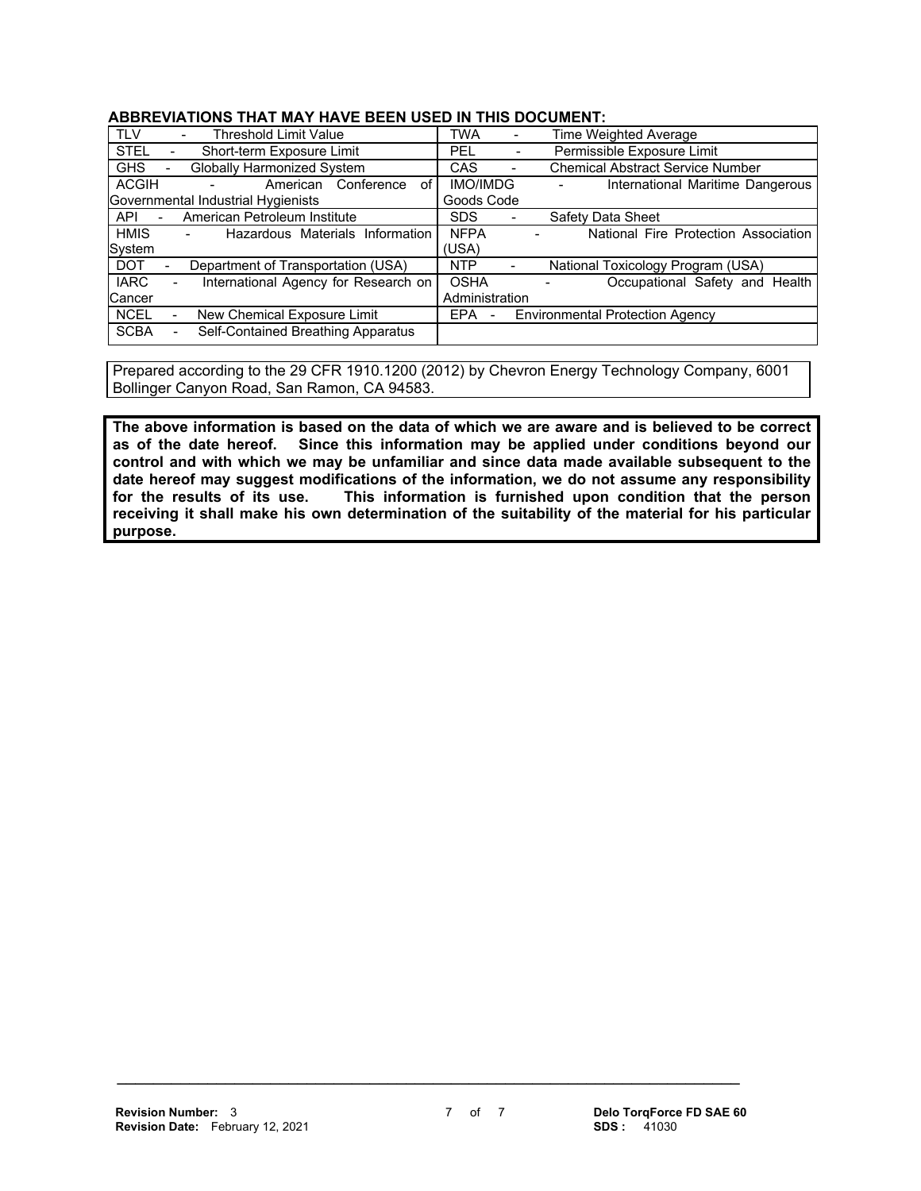**ABBREVIATIONS THAT MAY HAVE BEEN USED IN THIS DOCUMENT:**

| | |
|---|---|
| TLV - Threshold Limit Value | TWA - Time Weighted Average |
| STEL - Short-term Exposure Limit | PEL - Permissible Exposure Limit |
| GHS - Globally Harmonized System | CAS - Chemical Abstract Service Number |
| ACGIH - American Conference of Governmental Industrial Hygienists | IMO/IMDG - International Maritime Dangerous Goods Code |
| API - American Petroleum Institute | SDS - Safety Data Sheet |
| HMIS - Hazardous Materials Information System | NFPA - National Fire Protection Association (USA) |
| DOT - Department of Transportation (USA) | NTP - National Toxicology Program (USA) |
| IARC - International Agency for Research on Cancer | OSHA - Occupational Safety and Health Administration |
| NCEL - New Chemical Exposure Limit | EPA - Environmental Protection Agency |
| SCBA - Self-Contained Breathing Apparatus | |

Prepared according to the 29 CFR 1910.1200 (2012) by Chevron Energy Technology Company, 6001 Bollinger Canyon Road, San Ramon, CA 94583.

**The above information is based on the data of which we are aware and is believed to be correct as of the date hereof. Since this information may be applied under conditions beyond our control and with which we may be unfamiliar and since data made available subsequent to the date hereof may suggest modifications of the information, we do not assume any responsibility for the results of its use. This information is furnished upon condition that the person receiving it shall make his own determination of the suitability of the material for his particular purpose.**